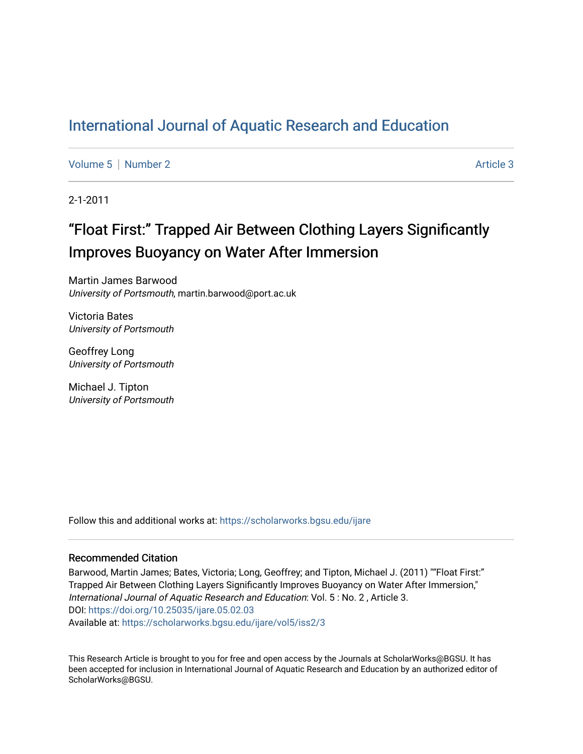# International Journal of Aquatic Research and Education

Volume 5 | Number 2 Article 3

2-1-2011

## "Float First:" Trapped Air Between Clothing Layers Significantly Improves Buoyancy on Water After Immersion

Martin James Barwood
*University of Portsmouth*, martin.barwood@port.ac.uk

Victoria Bates
*University of Portsmouth*

Geoffrey Long
*University of Portsmouth*

Michael J. Tipton
*University of Portsmouth*

Follow this and additional works at: https://scholarworks.bgsu.edu/ijare

### Recommended Citation

Barwood, Martin James; Bates, Victoria; Long, Geoffrey; and Tipton, Michael J. (2011) ""Float First:" Trapped Air Between Clothing Layers Significantly Improves Buoyancy on Water After Immersion," *International Journal of Aquatic Research and Education*: Vol. 5 : No. 2 , Article 3.
DOI: https://doi.org/10.25035/ijare.05.02.03
Available at: https://scholarworks.bgsu.edu/ijare/vol5/iss2/3

This Research Article is brought to you for free and open access by the Journals at ScholarWorks@BGSU. It has been accepted for inclusion in International Journal of Aquatic Research and Education by an authorized editor of ScholarWorks@BGSU.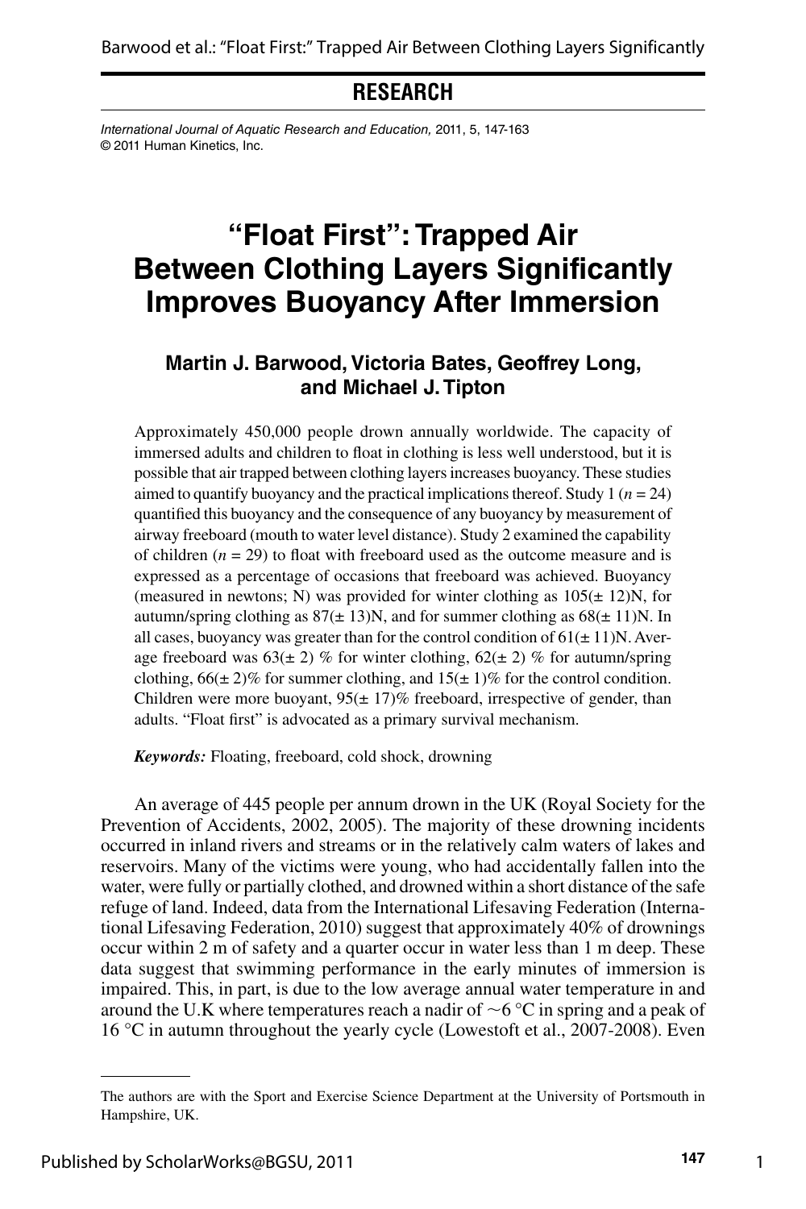**RESEARCH**

*International Journal of Aquatic Research and Education,* 2011, 5, 147-163
© 2011 Human Kinetics, Inc.

# "Float First": Trapped Air Between Clothing Layers Significantly Improves Buoyancy After Immersion

**Martin J. Barwood, Victoria Bates, Geoffrey Long, and Michael J. Tipton**

Approximately 450,000 people drown annually worldwide. The capacity of immersed adults and children to float in clothing is less well understood, but it is possible that air trapped between clothing layers increases buoyancy. These studies aimed to quantify buoyancy and the practical implications thereof. Study 1 ($n$ = 24) quantified this buoyancy and the consequence of any buoyancy by measurement of airway freeboard (mouth to water level distance). Study 2 examined the capability of children ($n$ = 29) to float with freeboard used as the outcome measure and is expressed as a percentage of occasions that freeboard was achieved. Buoyancy (measured in newtons; N) was provided for winter clothing as 105(± 12)N, for autumn/spring clothing as 87(± 13)N, and for summer clothing as 68(± 11)N. In all cases, buoyancy was greater than for the control condition of 61(± 11)N. Average freeboard was 63(± 2) % for winter clothing, 62(± 2) % for autumn/spring clothing, 66(± 2)% for summer clothing, and 15(± 1)% for the control condition. Children were more buoyant, 95(± 17)% freeboard, irrespective of gender, than adults. "Float first" is advocated as a primary survival mechanism.

***Keywords:*** Floating, freeboard, cold shock, drowning

An average of 445 people per annum drown in the UK (Royal Society for the Prevention of Accidents, 2002, 2005). The majority of these drowning incidents occurred in inland rivers and streams or in the relatively calm waters of lakes and reservoirs. Many of the victims were young, who had accidentally fallen into the water, were fully or partially clothed, and drowned within a short distance of the safe refuge of land. Indeed, data from the International Lifesaving Federation (International Lifesaving Federation, 2010) suggest that approximately 40% of drownings occur within 2 m of safety and a quarter occur in water less than 1 m deep. These data suggest that swimming performance in the early minutes of immersion is impaired. This, in part, is due to the low average annual water temperature in and around the U.K where temperatures reach a nadir of ~6 °C in spring and a peak of 16 °C in autumn throughout the yearly cycle (Lowestoft et al., 2007-2008). Even

The authors are with the Sport and Exercise Science Department at the University of Portsmouth in Hampshire, UK.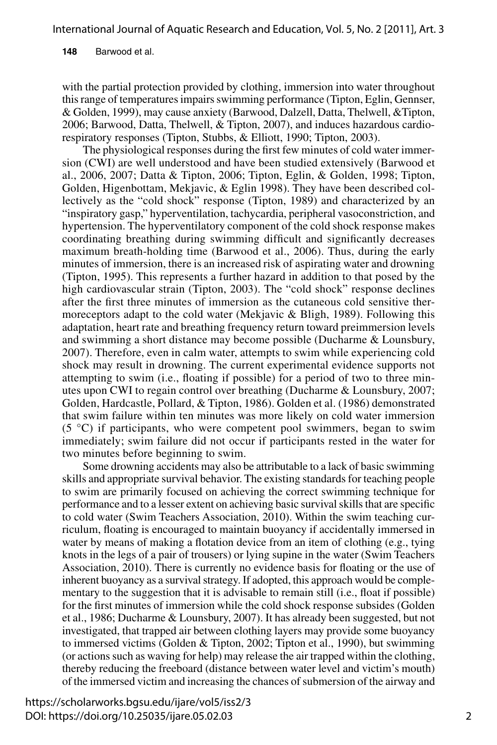with the partial protection provided by clothing, immersion into water throughout this range of temperatures impairs swimming performance (Tipton, Eglin, Gennser, & Golden, 1999), may cause anxiety (Barwood, Dalzell, Datta, Thelwell, &Tipton, 2006; Barwood, Datta, Thelwell, & Tipton, 2007), and induces hazardous cardiorespiratory responses (Tipton, Stubbs, & Elliott, 1990; Tipton, 2003).

The physiological responses during the first few minutes of cold water immersion (CWI) are well understood and have been studied extensively (Barwood et al., 2006, 2007; Datta & Tipton, 2006; Tipton, Eglin, & Golden, 1998; Tipton, Golden, Higenbottam, Mekjavic, & Eglin 1998). They have been described collectively as the "cold shock" response (Tipton, 1989) and characterized by an "inspiratory gasp," hyperventilation, tachycardia, peripheral vasoconstriction, and hypertension. The hyperventilatory component of the cold shock response makes coordinating breathing during swimming difficult and significantly decreases maximum breath-holding time (Barwood et al., 2006). Thus, during the early minutes of immersion, there is an increased risk of aspirating water and drowning (Tipton, 1995). This represents a further hazard in addition to that posed by the high cardiovascular strain (Tipton, 2003). The "cold shock" response declines after the first three minutes of immersion as the cutaneous cold sensitive thermoreceptors adapt to the cold water (Mekjavic & Bligh, 1989). Following this adaptation, heart rate and breathing frequency return toward preimmersion levels and swimming a short distance may become possible (Ducharme & Lounsbury, 2007). Therefore, even in calm water, attempts to swim while experiencing cold shock may result in drowning. The current experimental evidence supports not attempting to swim (i.e., floating if possible) for a period of two to three minutes upon CWI to regain control over breathing (Ducharme & Lounsbury, 2007; Golden, Hardcastle, Pollard, & Tipton, 1986). Golden et al. (1986) demonstrated that swim failure within ten minutes was more likely on cold water immersion (5 °C) if participants, who were competent pool swimmers, began to swim immediately; swim failure did not occur if participants rested in the water for two minutes before beginning to swim.

Some drowning accidents may also be attributable to a lack of basic swimming skills and appropriate survival behavior. The existing standards for teaching people to swim are primarily focused on achieving the correct swimming technique for performance and to a lesser extent on achieving basic survival skills that are specific to cold water (Swim Teachers Association, 2010). Within the swim teaching curriculum, floating is encouraged to maintain buoyancy if accidentally immersed in water by means of making a flotation device from an item of clothing (e.g., tying knots in the legs of a pair of trousers) or lying supine in the water (Swim Teachers Association, 2010). There is currently no evidence basis for floating or the use of inherent buoyancy as a survival strategy. If adopted, this approach would be complementary to the suggestion that it is advisable to remain still (i.e., float if possible) for the first minutes of immersion while the cold shock response subsides (Golden et al., 1986; Ducharme & Lounsbury, 2007). It has already been suggested, but not investigated, that trapped air between clothing layers may provide some buoyancy to immersed victims (Golden & Tipton, 2002; Tipton et al., 1990), but swimming (or actions such as waving for help) may release the air trapped within the clothing, thereby reducing the freeboard (distance between water level and victim's mouth) of the immersed victim and increasing the chances of submersion of the airway and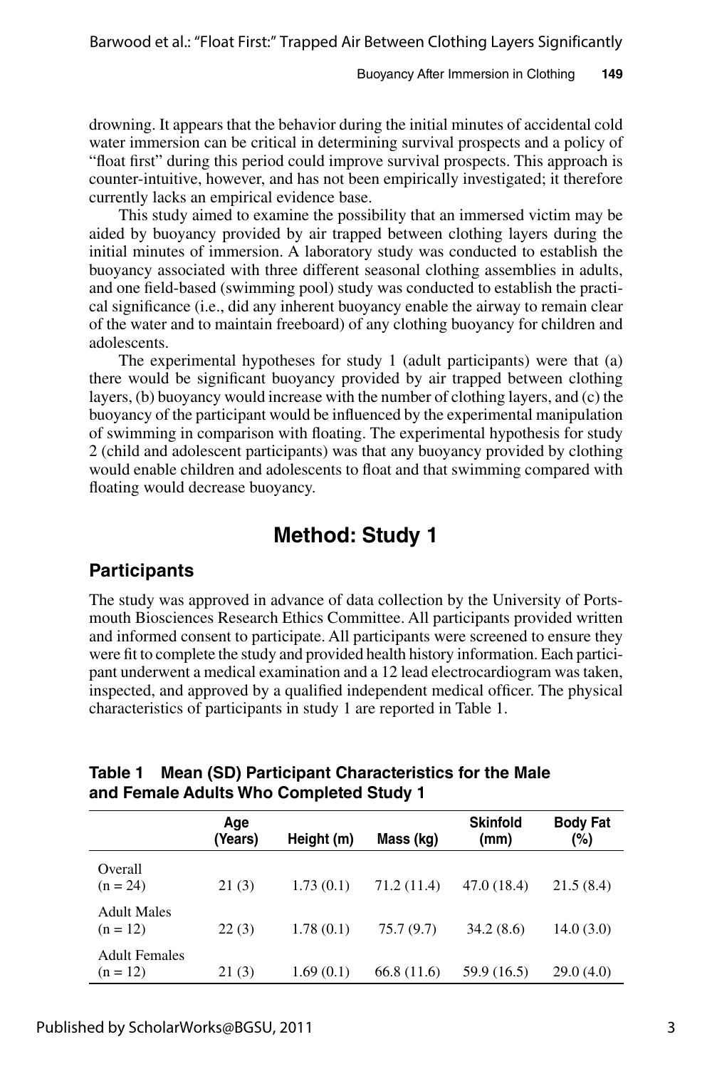drowning. It appears that the behavior during the initial minutes of accidental cold water immersion can be critical in determining survival prospects and a policy of "float first" during this period could improve survival prospects. This approach is counter-intuitive, however, and has not been empirically investigated; it therefore currently lacks an empirical evidence base.

This study aimed to examine the possibility that an immersed victim may be aided by buoyancy provided by air trapped between clothing layers during the initial minutes of immersion. A laboratory study was conducted to establish the buoyancy associated with three different seasonal clothing assemblies in adults, and one field-based (swimming pool) study was conducted to establish the practical significance (i.e., did any inherent buoyancy enable the airway to remain clear of the water and to maintain freeboard) of any clothing buoyancy for children and adolescents.

The experimental hypotheses for study 1 (adult participants) were that (a) there would be significant buoyancy provided by air trapped between clothing layers, (b) buoyancy would increase with the number of clothing layers, and (c) the buoyancy of the participant would be influenced by the experimental manipulation of swimming in comparison with floating. The experimental hypothesis for study 2 (child and adolescent participants) was that any buoyancy provided by clothing would enable children and adolescents to float and that swimming compared with floating would decrease buoyancy.

# Method: Study 1

## Participants

The study was approved in advance of data collection by the University of Portsmouth Biosciences Research Ethics Committee. All participants provided written and informed consent to participate. All participants were screened to ensure they were fit to complete the study and provided health history information. Each participant underwent a medical examination and a 12 lead electrocardiogram was taken, inspected, and approved by a qualified independent medical officer. The physical characteristics of participants in study 1 are reported in Table 1.

**Table 1 Mean (SD) Participant Characteristics for the Male and Female Adults Who Completed Study 1**

| | Age (Years) | Height (m) | Mass (kg) | Skinfold (mm) | Body Fat (%) |
|---|---|---|---|---|---|
| Overall (n = 24) | 21 (3) | 1.73 (0.1) | 71.2 (11.4) | 47.0 (18.4) | 21.5 (8.4) |
| Adult Males (n = 12) | 22 (3) | 1.78 (0.1) | 75.7 (9.7) | 34.2 (8.6) | 14.0 (3.0) |
| Adult Females (n = 12) | 21 (3) | 1.69 (0.1) | 66.8 (11.6) | 59.9 (16.5) | 29.0 (4.0) |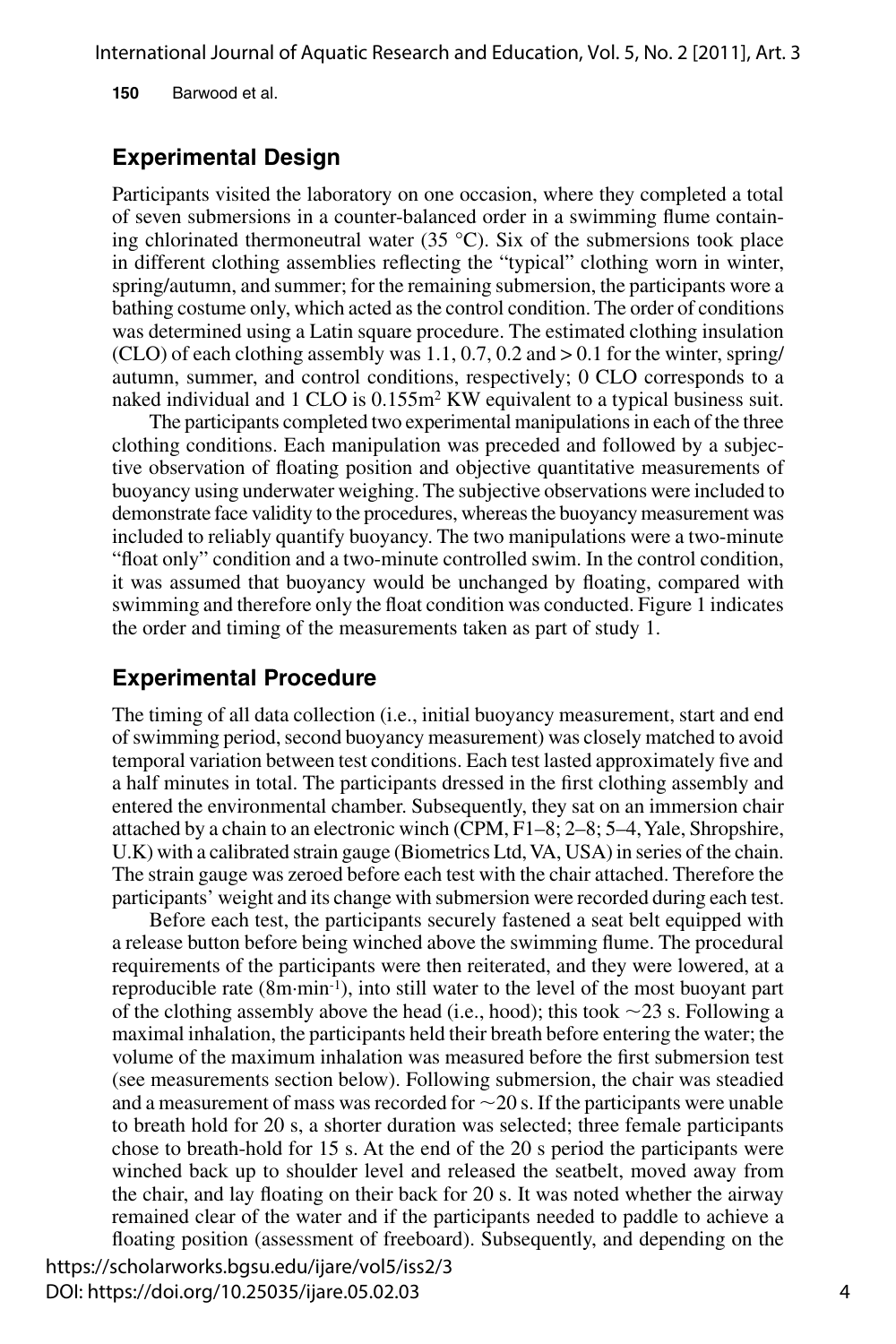## Experimental Design

Participants visited the laboratory on one occasion, where they completed a total of seven submersions in a counter-balanced order in a swimming flume containing chlorinated thermoneutral water (35 °C). Six of the submersions took place in different clothing assemblies reflecting the "typical" clothing worn in winter, spring/autumn, and summer; for the remaining submersion, the participants wore a bathing costume only, which acted as the control condition. The order of conditions was determined using a Latin square procedure. The estimated clothing insulation (CLO) of each clothing assembly was 1.1, 0.7, 0.2 and > 0.1 for the winter, spring/autumn, summer, and control conditions, respectively; 0 CLO corresponds to a naked individual and 1 CLO is $0.155m^2$ KW equivalent to a typical business suit.

The participants completed two experimental manipulations in each of the three clothing conditions. Each manipulation was preceded and followed by a subjective observation of floating position and objective quantitative measurements of buoyancy using underwater weighing. The subjective observations were included to demonstrate face validity to the procedures, whereas the buoyancy measurement was included to reliably quantify buoyancy. The two manipulations were a two-minute "float only" condition and a two-minute controlled swim. In the control condition, it was assumed that buoyancy would be unchanged by floating, compared with swimming and therefore only the float condition was conducted. Figure 1 indicates the order and timing of the measurements taken as part of study 1.

## Experimental Procedure

The timing of all data collection (i.e., initial buoyancy measurement, start and end of swimming period, second buoyancy measurement) was closely matched to avoid temporal variation between test conditions. Each test lasted approximately five and a half minutes in total. The participants dressed in the first clothing assembly and entered the environmental chamber. Subsequently, they sat on an immersion chair attached by a chain to an electronic winch (CPM, F1–8; 2–8; 5–4, Yale, Shropshire, U.K) with a calibrated strain gauge (Biometrics Ltd, VA, USA) in series of the chain. The strain gauge was zeroed before each test with the chair attached. Therefore the participants' weight and its change with submersion were recorded during each test.

Before each test, the participants securely fastened a seat belt equipped with a release button before being winched above the swimming flume. The procedural requirements of the participants were then reiterated, and they were lowered, at a reproducible rate ($8m \cdot min^{-1}$), into still water to the level of the most buoyant part of the clothing assembly above the head (i.e., hood); this took ~23 s. Following a maximal inhalation, the participants held their breath before entering the water; the volume of the maximum inhalation was measured before the first submersion test (see measurements section below). Following submersion, the chair was steadied and a measurement of mass was recorded for ~20 s. If the participants were unable to breath hold for 20 s, a shorter duration was selected; three female participants chose to breath-hold for 15 s. At the end of the 20 s period the participants were winched back up to shoulder level and released the seatbelt, moved away from the chair, and lay floating on their back for 20 s. It was noted whether the airway remained clear of the water and if the participants needed to paddle to achieve a floating position (assessment of freeboard). Subsequently, and depending on the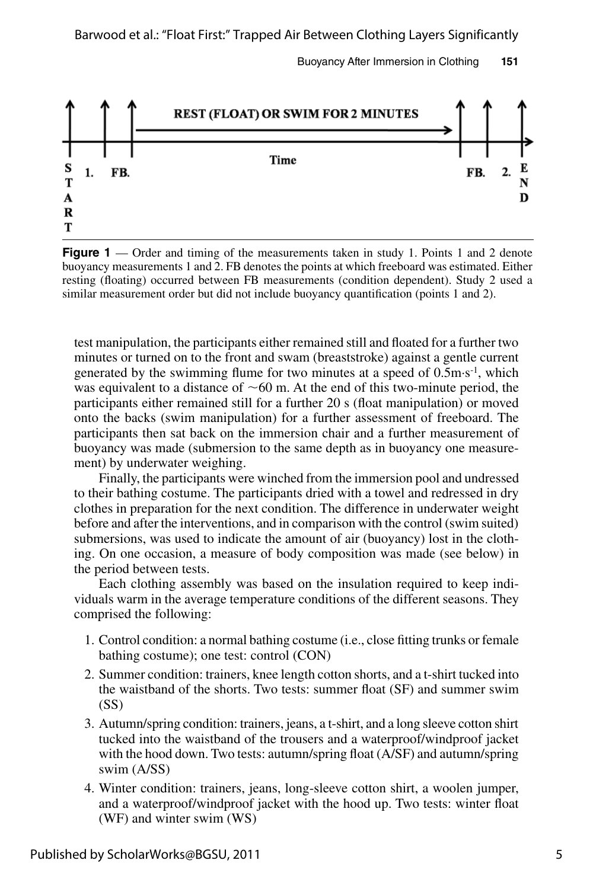REST (FLOAT) OR SWIM FOR 2 MINUTES

START 1. FB. Time FB. 2. END

**Figure 1** — Order and timing of the measurements taken in study 1. Points 1 and 2 denote buoyancy measurements 1 and 2. FB denotes the points at which freeboard was estimated. Either resting (floating) occurred between FB measurements (condition dependent). Study 2 used a similar measurement order but did not include buoyancy quantification (points 1 and 2).

test manipulation, the participants either remained still and floated for a further two minutes or turned on to the front and swam (breaststroke) against a gentle current generated by the swimming flume for two minutes at a speed of $0.5 m \cdot s^{-1}$, which was equivalent to a distance of ~60 m. At the end of this two-minute period, the participants either remained still for a further 20 s (float manipulation) or moved onto the backs (swim manipulation) for a further assessment of freeboard. The participants then sat back on the immersion chair and a further measurement of buoyancy was made (submersion to the same depth as in buoyancy one measurement) by underwater weighing.

Finally, the participants were winched from the immersion pool and undressed to their bathing costume. The participants dried with a towel and redressed in dry clothes in preparation for the next condition. The difference in underwater weight before and after the interventions, and in comparison with the control (swim suited) submersions, was used to indicate the amount of air (buoyancy) lost in the clothing. On one occasion, a measure of body composition was made (see below) in the period between tests.

Each clothing assembly was based on the insulation required to keep individuals warm in the average temperature conditions of the different seasons. They comprised the following:

1. Control condition: a normal bathing costume (i.e., close fitting trunks or female bathing costume); one test: control (CON)
2. Summer condition: trainers, knee length cotton shorts, and a t-shirt tucked into the waistband of the shorts. Two tests: summer float (SF) and summer swim (SS)
3. Autumn/spring condition: trainers, jeans, a t-shirt, and a long sleeve cotton shirt tucked into the waistband of the trousers and a waterproof/windproof jacket with the hood down. Two tests: autumn/spring float (A/SF) and autumn/spring swim (A/SS)
4. Winter condition: trainers, jeans, long-sleeve cotton shirt, a woolen jumper, and a waterproof/windproof jacket with the hood up. Two tests: winter float (WF) and winter swim (WS)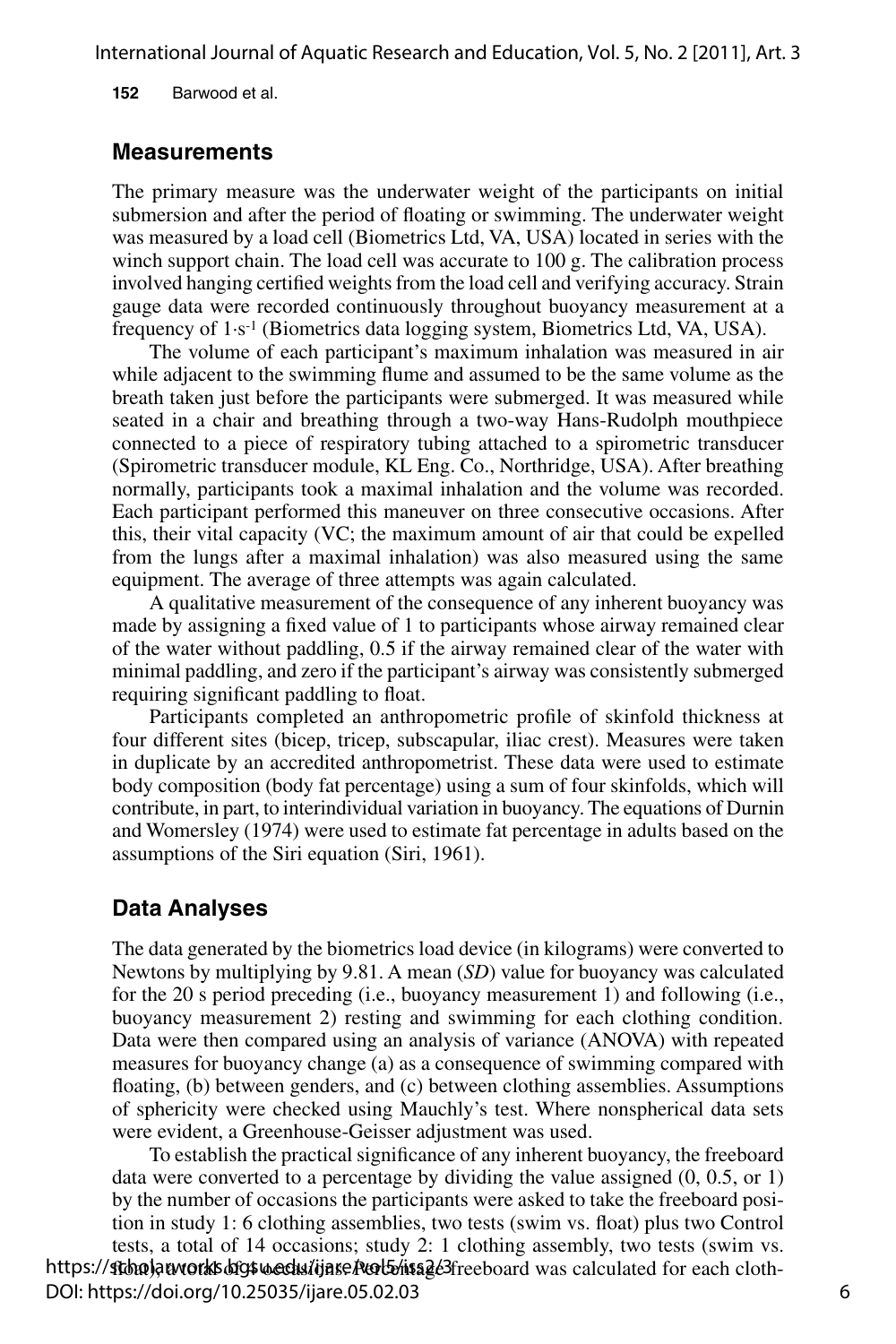## Measurements

The primary measure was the underwater weight of the participants on initial submersion and after the period of floating or swimming. The underwater weight was measured by a load cell (Biometrics Ltd, VA, USA) located in series with the winch support chain. The load cell was accurate to 100 g. The calibration process involved hanging certified weights from the load cell and verifying accuracy. Strain gauge data were recorded continuously throughout buoyancy measurement at a frequency of $1 \cdot s^{-1}$ (Biometrics data logging system, Biometrics Ltd, VA, USA).

The volume of each participant's maximum inhalation was measured in air while adjacent to the swimming flume and assumed to be the same volume as the breath taken just before the participants were submerged. It was measured while seated in a chair and breathing through a two-way Hans-Rudolph mouthpiece connected to a piece of respiratory tubing attached to a spirometric transducer (Spirometric transducer module, KL Eng. Co., Northridge, USA). After breathing normally, participants took a maximal inhalation and the volume was recorded. Each participant performed this maneuver on three consecutive occasions. After this, their vital capacity (VC; the maximum amount of air that could be expelled from the lungs after a maximal inhalation) was also measured using the same equipment. The average of three attempts was again calculated.

A qualitative measurement of the consequence of any inherent buoyancy was made by assigning a fixed value of 1 to participants whose airway remained clear of the water without paddling, 0.5 if the airway remained clear of the water with minimal paddling, and zero if the participant's airway was consistently submerged requiring significant paddling to float.

Participants completed an anthropometric profile of skinfold thickness at four different sites (bicep, tricep, subscapular, iliac crest). Measures were taken in duplicate by an accredited anthropometrist. These data were used to estimate body composition (body fat percentage) using a sum of four skinfolds, which will contribute, in part, to interindividual variation in buoyancy. The equations of Durnin and Womersley (1974) were used to estimate fat percentage in adults based on the assumptions of the Siri equation (Siri, 1961).

## Data Analyses

The data generated by the biometrics load device (in kilograms) were converted to Newtons by multiplying by 9.81. A mean (*SD*) value for buoyancy was calculated for the 20 s period preceding (i.e., buoyancy measurement 1) and following (i.e., buoyancy measurement 2) resting and swimming for each clothing condition. Data were then compared using an analysis of variance (ANOVA) with repeated measures for buoyancy change (a) as a consequence of swimming compared with floating, (b) between genders, and (c) between clothing assemblies. Assumptions of sphericity were checked using Mauchly's test. Where nonspherical data sets were evident, a Greenhouse-Geisser adjustment was used.

To establish the practical significance of any inherent buoyancy, the freeboard data were converted to a percentage by dividing the value assigned (0, 0.5, or 1) by the number of occasions the participants were asked to take the freeboard position in study 1: 6 clothing assemblies, two tests (swim vs. float) plus two Control tests, a total of 14 occasions; study 2: 1 clothing assembly, two tests (swim vs. float), a total of 2 occasions. Percentage freeboard was calculated for each cloth-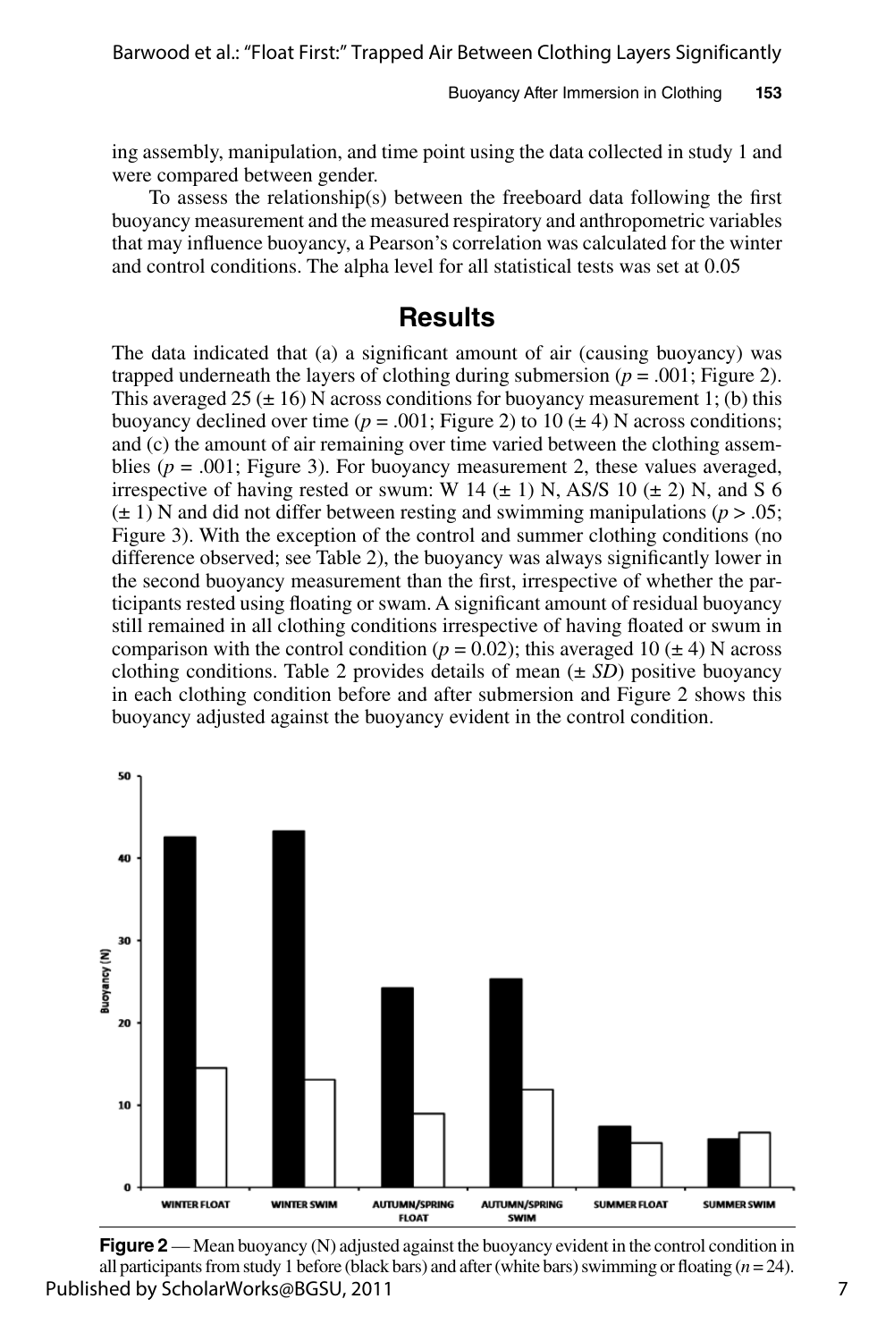ing assembly, manipulation, and time point using the data collected in study 1 and were compared between gender.

To assess the relationship(s) between the freeboard data following the first buoyancy measurement and the measured respiratory and anthropometric variables that may influence buoyancy, a Pearson's correlation was calculated for the winter and control conditions. The alpha level for all statistical tests was set at 0.05

## Results

The data indicated that (a) a significant amount of air (causing buoyancy) was trapped underneath the layers of clothing during submersion ($p = .001$; Figure 2). This averaged 25 ($\pm$ 16) N across conditions for buoyancy measurement 1; (b) this buoyancy declined over time ($p = .001$; Figure 2) to 10 ($\pm$ 4) N across conditions; and (c) the amount of air remaining over time varied between the clothing assemblies ($p = .001$; Figure 3). For buoyancy measurement 2, these values averaged, irrespective of having rested or swum: W 14 ($\pm$ 1) N, AS/S 10 ($\pm$ 2) N, and S 6 ($\pm$ 1) N and did not differ between resting and swimming manipulations ($p > .05$; Figure 3). With the exception of the control and summer clothing conditions (no difference observed; see Table 2), the buoyancy was always significantly lower in the second buoyancy measurement than the first, irrespective of whether the participants rested using floating or swam. A significant amount of residual buoyancy still remained in all clothing conditions irrespective of having floated or swum in comparison with the control condition ($p = 0.02$); this averaged 10 ($\pm$ 4) N across clothing conditions. Table 2 provides details of mean ($\pm$ *SD*) positive buoyancy in each clothing condition before and after submersion and Figure 2 shows this buoyancy adjusted against the buoyancy evident in the control condition.

**Figure 2** — Mean buoyancy (N) adjusted against the buoyancy evident in the control condition in all participants from study 1 before (black bars) and after (white bars) swimming or floating ($n = 24$).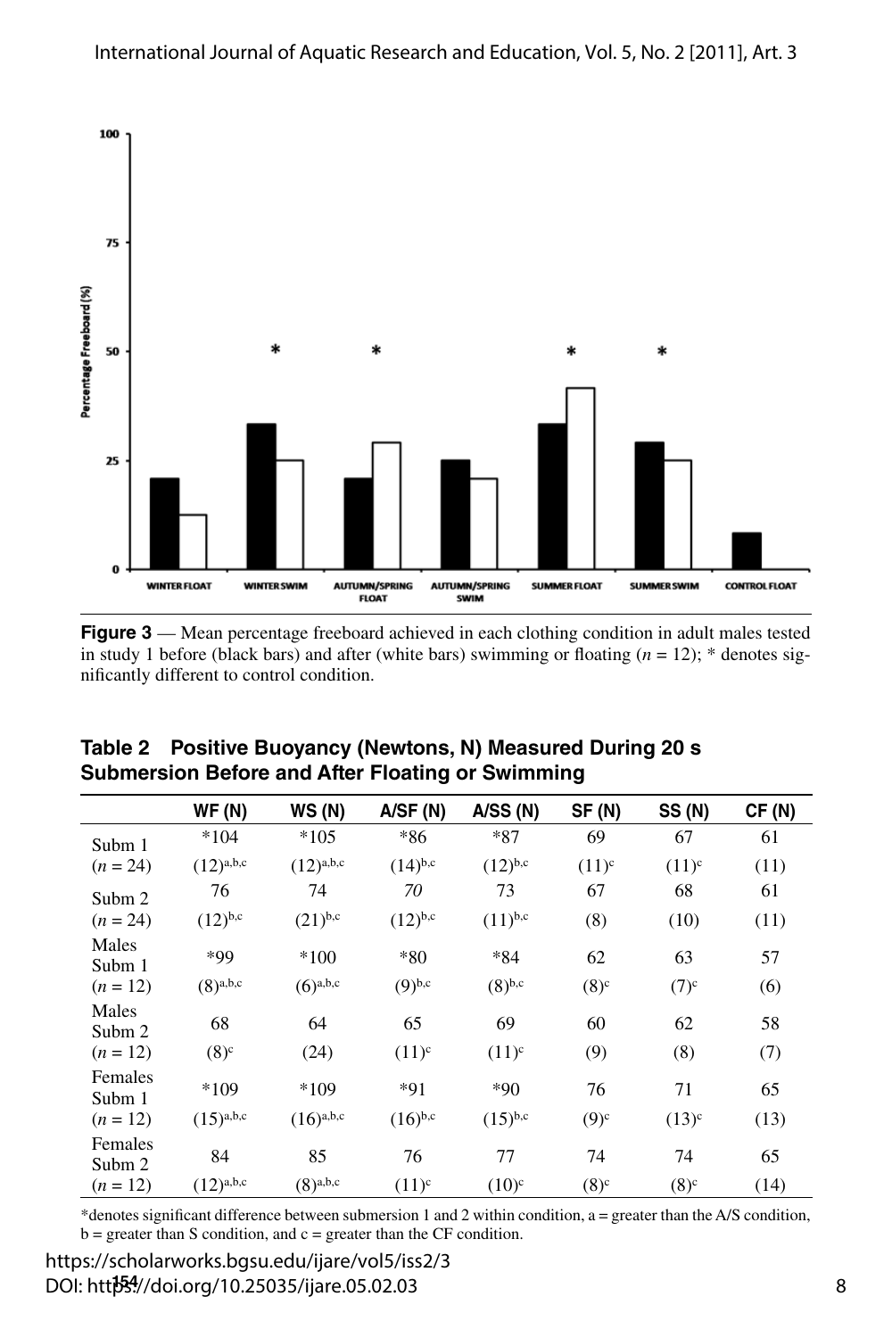**Figure 3** — Mean percentage freeboard achieved in each clothing condition in adult males tested in study 1 before (black bars) and after (white bars) swimming or floating ($n$ = 12); * denotes significantly different to control condition.

**Table 2 Positive Buoyancy (Newtons, N) Measured During 20 s Submersion Before and After Floating or Swimming**

| | WF (N) | WS (N) | A/SF (N) | A/SS (N) | SF (N) | SS (N) | CF (N) |
|---|---|---|---|---|---|---|---|
| Subm 1 ($n$ = 24) | *104 (12)$^{a,b,c}$ | *105 (12)$^{a,b,c}$ | *86 (14)$^{b,c}$ | *87 (12)$^{b,c}$ | 69 (11)$^{c}$ | 67 (11)$^{c}$ | 61 (11) |
| Subm 2 ($n$ = 24) | 76 (12)$^{b,c}$ | 74 (21)$^{b,c}$ | *70* (12)$^{b,c}$ | 73 (11)$^{b,c}$ | 67 (8) | 68 (10) | 61 (11) |
| Males Subm 1 ($n$ = 12) | *99 (8)$^{a,b,c}$ | *100 (6)$^{a,b,c}$ | *80 (9)$^{b,c}$ | *84 (8)$^{b,c}$ | 62 (8)$^{c}$ | 63 (7)$^{c}$ | 57 (6) |
| Males Subm 2 ($n$ = 12) | 68 (8)$^{c}$ | 64 (24) | 65 (11)$^{c}$ | 69 (11)$^{c}$ | 60 (9) | 62 (8) | 58 (7) |
| Females Subm 1 ($n$ = 12) | *109 (15)$^{a,b,c}$ | *109 (16)$^{a,b,c}$ | *91 (16)$^{b,c}$ | *90 (15)$^{b,c}$ | 76 (9)$^{c}$ | 71 (13)$^{c}$ | 65 (13) |
| Females Subm 2 ($n$ = 12) | 84 (12)$^{a,b,c}$ | 85 (8)$^{a,b,c}$ | 76 (11)$^{c}$ | 77 (10)$^{c}$ | 74 (8)$^{c}$ | 74 (8)$^{c}$ | 65 (14) |

*denotes significant difference between submersion 1 and 2 within condition, a = greater than the A/S condition, b = greater than S condition, and c = greater than the CF condition.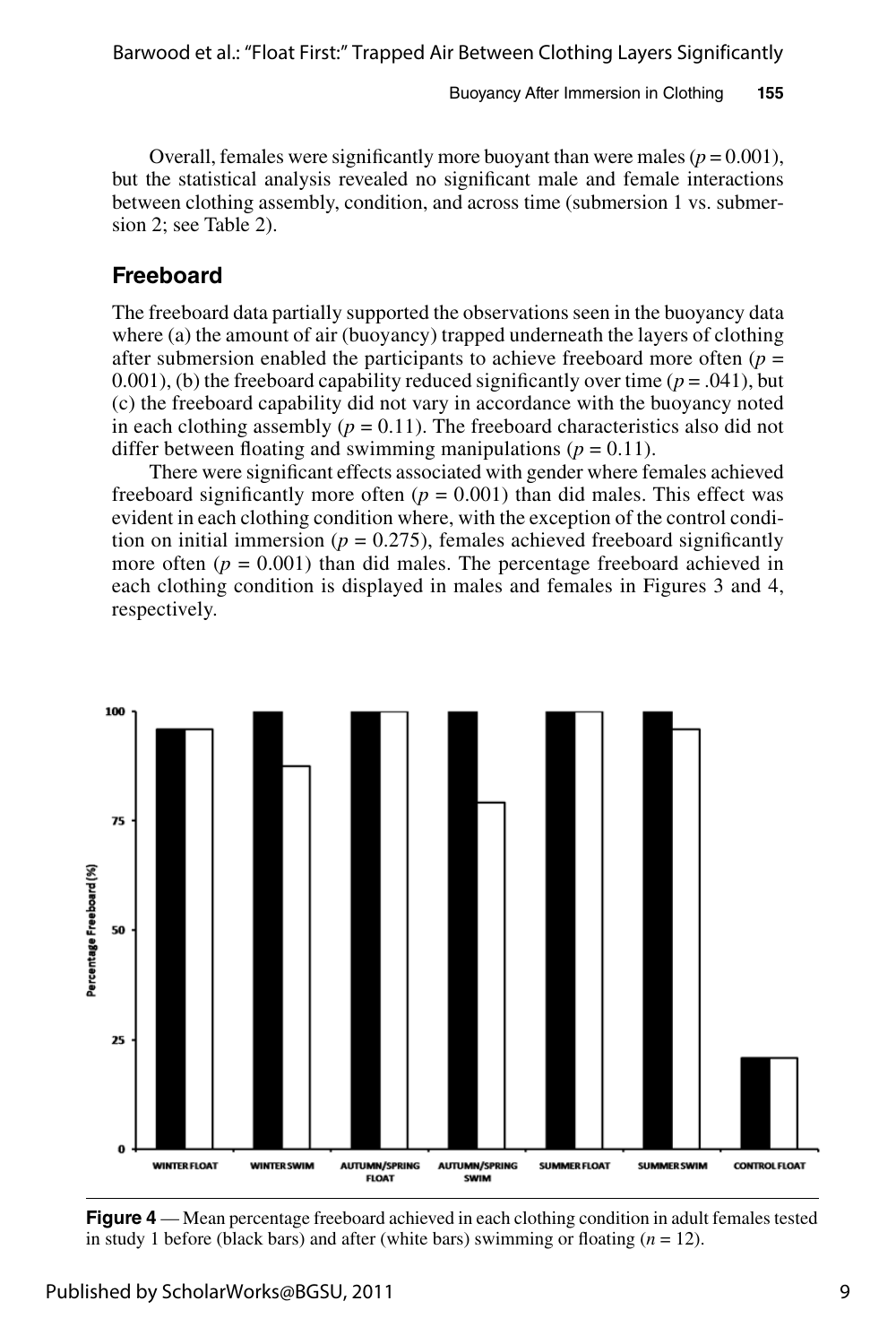Overall, females were significantly more buoyant than were males ($p = 0.001$), but the statistical analysis revealed no significant male and female interactions between clothing assembly, condition, and across time (submersion 1 vs. submersion 2; see Table 2).

## Freeboard

The freeboard data partially supported the observations seen in the buoyancy data where (a) the amount of air (buoyancy) trapped underneath the layers of clothing after submersion enabled the participants to achieve freeboard more often ($p = 0.001$), (b) the freeboard capability reduced significantly over time ($p = .041$), but (c) the freeboard capability did not vary in accordance with the buoyancy noted in each clothing assembly ($p = 0.11$). The freeboard characteristics also did not differ between floating and swimming manipulations ($p = 0.11$).

There were significant effects associated with gender where females achieved freeboard significantly more often ($p = 0.001$) than did males. This effect was evident in each clothing condition where, with the exception of the control condition on initial immersion ($p = 0.275$), females achieved freeboard significantly more often ($p = 0.001$) than did males. The percentage freeboard achieved in each clothing condition is displayed in males and females in Figures 3 and 4, respectively.

**Figure 4** — Mean percentage freeboard achieved in each clothing condition in adult females tested in study 1 before (black bars) and after (white bars) swimming or floating ($n = 12$).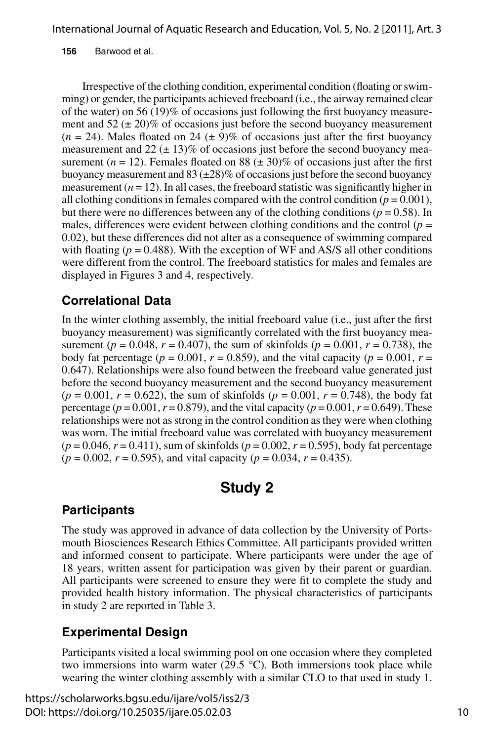Irrespective of the clothing condition, experimental condition (floating or swimming) or gender, the participants achieved freeboard (i.e., the airway remained clear of the water) on 56 (19)% of occasions just following the first buoyancy measurement and 52 (± 20)% of occasions just before the second buoyancy measurement ($n$ = 24). Males floated on 24 (± 9)% of occasions just after the first buoyancy measurement and 22 (± 13)% of occasions just before the second buoyancy measurement ($n$ = 12). Females floated on 88 (± 30)% of occasions just after the first buoyancy measurement and 83 (±28)% of occasions just before the second buoyancy measurement ($n$ = 12). In all cases, the freeboard statistic was significantly higher in all clothing conditions in females compared with the control condition ($p = 0.001$), but there were no differences between any of the clothing conditions ($p = 0.58$). In males, differences were evident between clothing conditions and the control ($p = 0.02$), but these differences did not alter as a consequence of swimming compared with floating ($p = 0.488$). With the exception of WF and AS/S all other conditions were different from the control. The freeboard statistics for males and females are displayed in Figures 3 and 4, respectively.

## Correlational Data

In the winter clothing assembly, the initial freeboard value (i.e., just after the first buoyancy measurement) was significantly correlated with the first buoyancy measurement ($p = 0.048$, $r = 0.407$), the sum of skinfolds ($p = 0.001$, $r = 0.738$), the body fat percentage ($p = 0.001$, $r = 0.859$), and the vital capacity ($p = 0.001$, $r = 0.647$). Relationships were also found between the freeboard value generated just before the second buoyancy measurement and the second buoyancy measurement ($p = 0.001$, $r = 0.622$), the sum of skinfolds ($p = 0.001$, $r = 0.748$), the body fat percentage ($p = 0.001$, $r = 0.879$), and the vital capacity ($p = 0.001$, $r = 0.649$). These relationships were not as strong in the control condition as they were when clothing was worn. The initial freeboard value was correlated with buoyancy measurement ($p = 0.046$, $r = 0.411$), sum of skinfolds ($p = 0.002$, $r = 0.595$), body fat percentage ($p = 0.002$, $r = 0.595$), and vital capacity ($p = 0.034$, $r = 0.435$).

# Study 2

## Participants

The study was approved in advance of data collection by the University of Portsmouth Biosciences Research Ethics Committee. All participants provided written and informed consent to participate. Where participants were under the age of 18 years, written assent for participation was given by their parent or guardian. All participants were screened to ensure they were fit to complete the study and provided health history information. The physical characteristics of participants in study 2 are reported in Table 3.

## Experimental Design

Participants visited a local swimming pool on one occasion where they completed two immersions into warm water (29.5 °C). Both immersions took place while wearing the winter clothing assembly with a similar CLO to that used in study 1.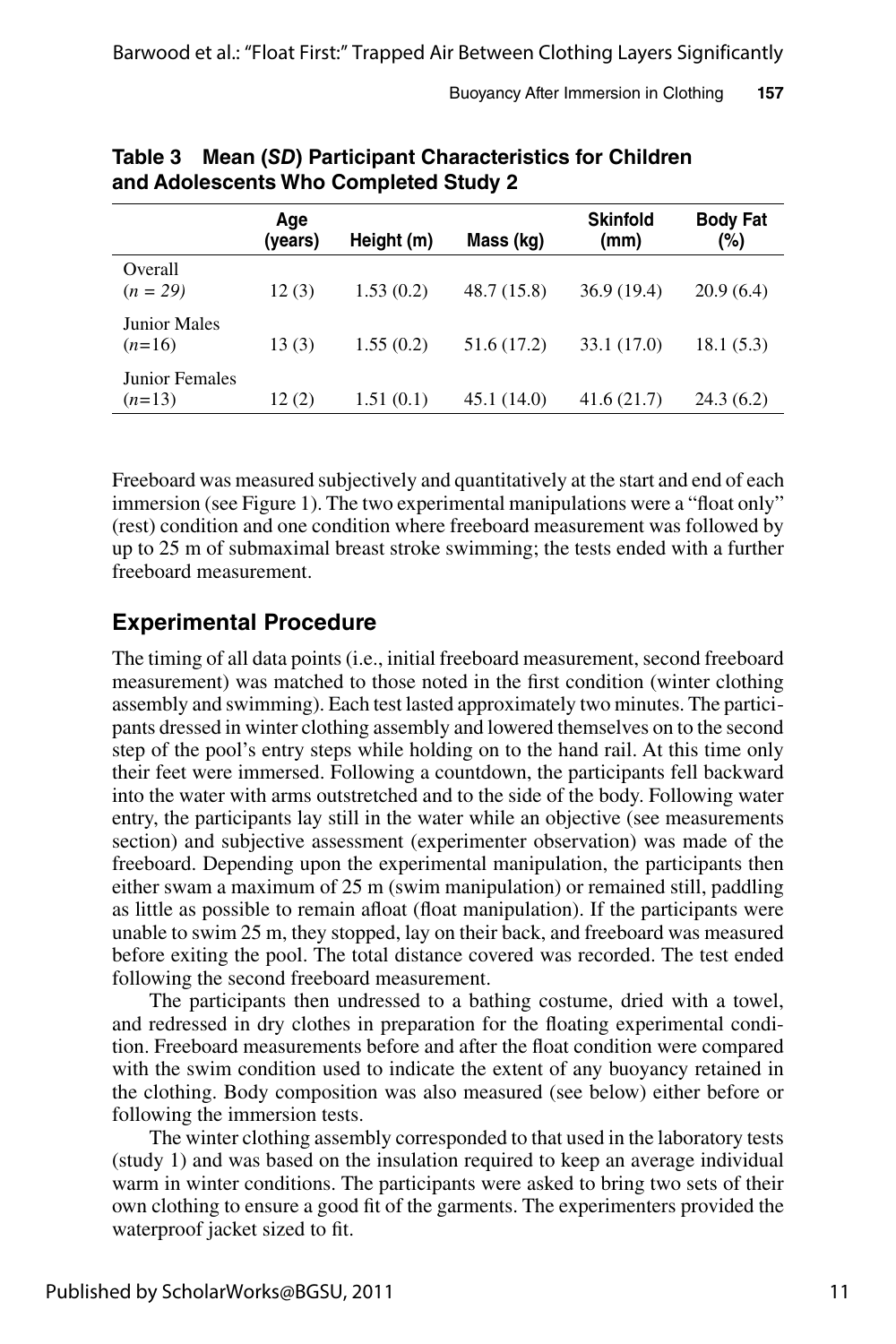**Table 3 Mean (*SD*) Participant Characteristics for Children and Adolescents Who Completed Study 2**

| | Age (years) | Height (m) | Mass (kg) | Skinfold (mm) | Body Fat (%) |
|---|---|---|---|---|---|
| Overall (*n = 29*) | 12 (3) | 1.53 (0.2) | 48.7 (15.8) | 36.9 (19.4) | 20.9 (6.4) |
| Junior Males (*n*=16) | 13 (3) | 1.55 (0.2) | 51.6 (17.2) | 33.1 (17.0) | 18.1 (5.3) |
| Junior Females (*n*=13) | 12 (2) | 1.51 (0.1) | 45.1 (14.0) | 41.6 (21.7) | 24.3 (6.2) |

Freeboard was measured subjectively and quantitatively at the start and end of each immersion (see Figure 1). The two experimental manipulations were a "float only" (rest) condition and one condition where freeboard measurement was followed by up to 25 m of submaximal breast stroke swimming; the tests ended with a further freeboard measurement.

## Experimental Procedure

The timing of all data points (i.e., initial freeboard measurement, second freeboard measurement) was matched to those noted in the first condition (winter clothing assembly and swimming). Each test lasted approximately two minutes. The participants dressed in winter clothing assembly and lowered themselves on to the second step of the pool's entry steps while holding on to the hand rail. At this time only their feet were immersed. Following a countdown, the participants fell backward into the water with arms outstretched and to the side of the body. Following water entry, the participants lay still in the water while an objective (see measurements section) and subjective assessment (experimenter observation) was made of the freeboard. Depending upon the experimental manipulation, the participants then either swam a maximum of 25 m (swim manipulation) or remained still, paddling as little as possible to remain afloat (float manipulation). If the participants were unable to swim 25 m, they stopped, lay on their back, and freeboard was measured before exiting the pool. The total distance covered was recorded. The test ended following the second freeboard measurement.

The participants then undressed to a bathing costume, dried with a towel, and redressed in dry clothes in preparation for the floating experimental condition. Freeboard measurements before and after the float condition were compared with the swim condition used to indicate the extent of any buoyancy retained in the clothing. Body composition was also measured (see below) either before or following the immersion tests.

The winter clothing assembly corresponded to that used in the laboratory tests (study 1) and was based on the insulation required to keep an average individual warm in winter conditions. The participants were asked to bring two sets of their own clothing to ensure a good fit of the garments. The experimenters provided the waterproof jacket sized to fit.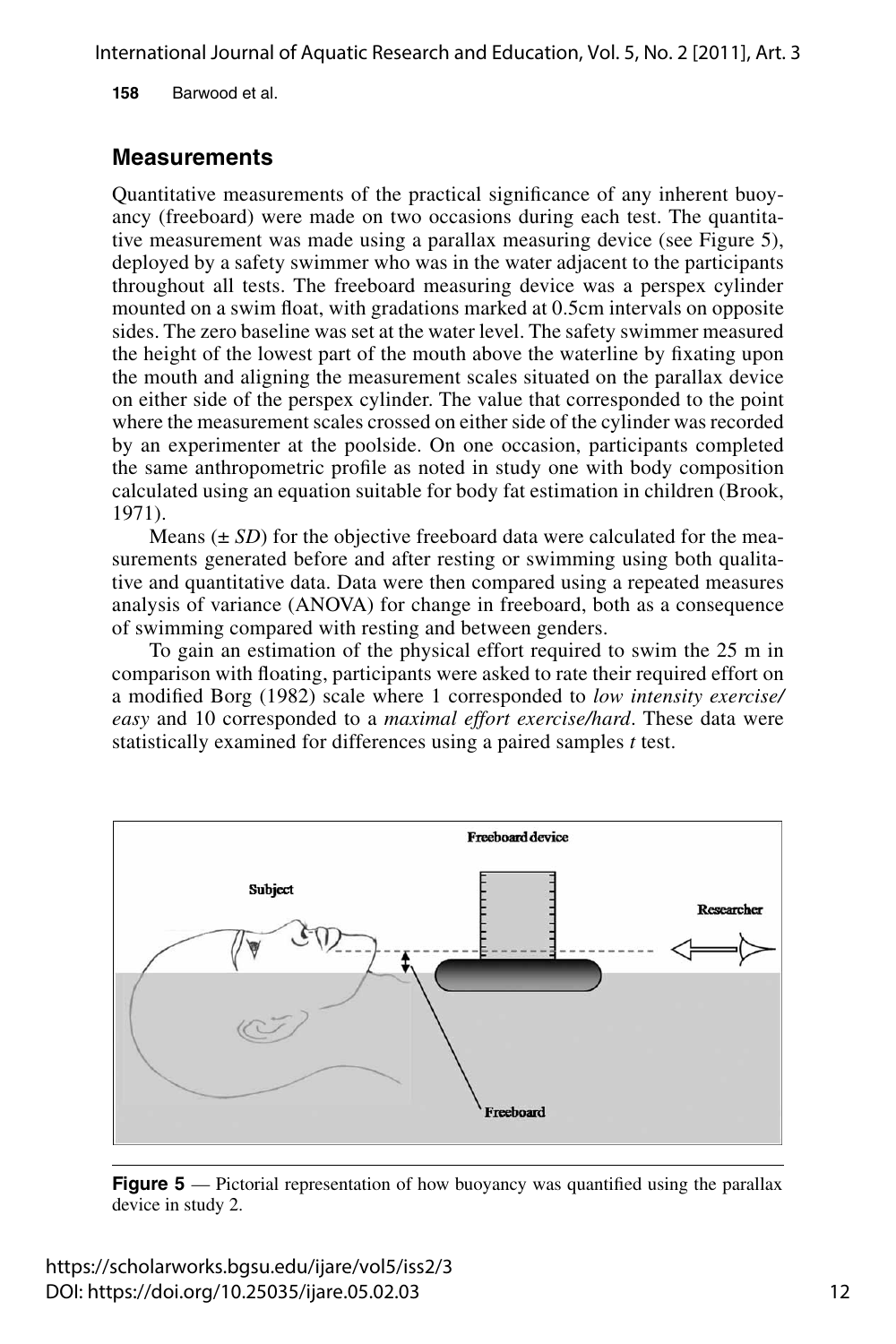## Measurements

Quantitative measurements of the practical significance of any inherent buoyancy (freeboard) were made on two occasions during each test. The quantitative measurement was made using a parallax measuring device (see Figure 5), deployed by a safety swimmer who was in the water adjacent to the participants throughout all tests. The freeboard measuring device was a perspex cylinder mounted on a swim float, with gradations marked at 0.5cm intervals on opposite sides. The zero baseline was set at the water level. The safety swimmer measured the height of the lowest part of the mouth above the waterline by fixating upon the mouth and aligning the measurement scales situated on the parallax device on either side of the perspex cylinder. The value that corresponded to the point where the measurement scales crossed on either side of the cylinder was recorded by an experimenter at the poolside. On one occasion, participants completed the same anthropometric profile as noted in study one with body composition calculated using an equation suitable for body fat estimation in children (Brook, 1971).

Means (± *SD*) for the objective freeboard data were calculated for the measurements generated before and after resting or swimming using both qualitative and quantitative data. Data were then compared using a repeated measures analysis of variance (ANOVA) for change in freeboard, both as a consequence of swimming compared with resting and between genders.

To gain an estimation of the physical effort required to swim the 25 m in comparison with floating, participants were asked to rate their required effort on a modified Borg (1982) scale where 1 corresponded to *low intensity exercise/easy* and 10 corresponded to a *maximal effort exercise/hard*. These data were statistically examined for differences using a paired samples *t* test.

**Figure 5** — Pictorial representation of how buoyancy was quantified using the parallax device in study 2.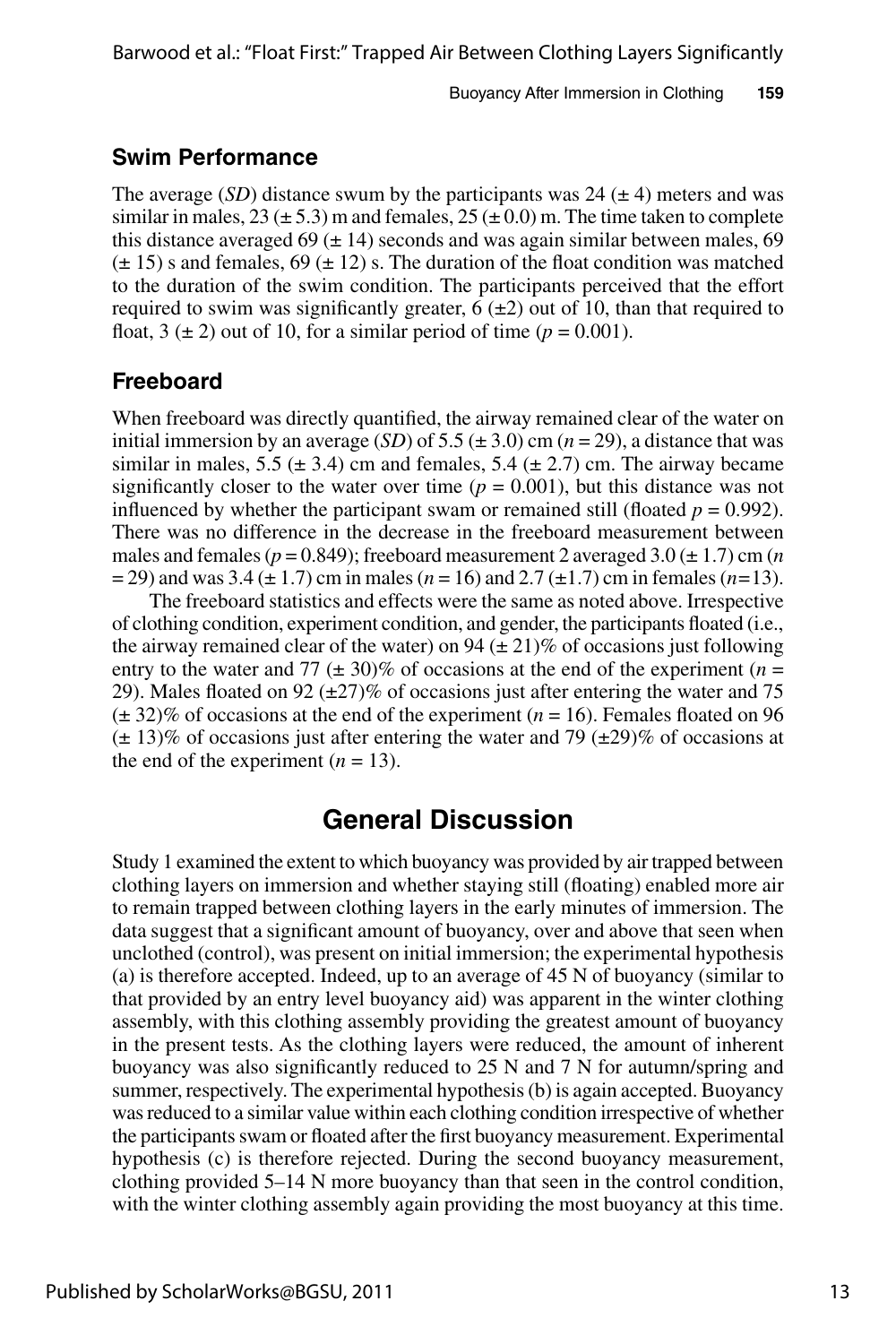### Swim Performance

The average (*SD*) distance swum by the participants was 24 (± 4) meters and was similar in males, 23 (± 5.3) m and females, 25 (± 0.0) m. The time taken to complete this distance averaged 69 (± 14) seconds and was again similar between males, 69 (± 15) s and females, 69 (± 12) s. The duration of the float condition was matched to the duration of the swim condition. The participants perceived that the effort required to swim was significantly greater, 6 (±2) out of 10, than that required to float, 3 (± 2) out of 10, for a similar period of time ($p = 0.001$).

### Freeboard

When freeboard was directly quantified, the airway remained clear of the water on initial immersion by an average (*SD*) of 5.5 (± 3.0) cm ($n = 29$), a distance that was similar in males, 5.5 (± 3.4) cm and females, 5.4 (± 2.7) cm. The airway became significantly closer to the water over time ($p = 0.001$), but this distance was not influenced by whether the participant swam or remained still (floated $p = 0.992$). There was no difference in the decrease in the freeboard measurement between males and females ($p = 0.849$); freeboard measurement 2 averaged 3.0 (± 1.7) cm ($n = 29$) and was 3.4 (± 1.7) cm in males ($n = 16$) and 2.7 (±1.7) cm in females ($n = 13$).

The freeboard statistics and effects were the same as noted above. Irrespective of clothing condition, experiment condition, and gender, the participants floated (i.e., the airway remained clear of the water) on 94 (± 21)% of occasions just following entry to the water and 77 (± 30)% of occasions at the end of the experiment ($n = 29$). Males floated on 92 (±27)% of occasions just after entering the water and 75 (± 32)% of occasions at the end of the experiment ($n = 16$). Females floated on 96 (± 13)% of occasions just after entering the water and 79 (±29)% of occasions at the end of the experiment ($n = 13$).

## General Discussion

Study 1 examined the extent to which buoyancy was provided by air trapped between clothing layers on immersion and whether staying still (floating) enabled more air to remain trapped between clothing layers in the early minutes of immersion. The data suggest that a significant amount of buoyancy, over and above that seen when unclothed (control), was present on initial immersion; the experimental hypothesis (a) is therefore accepted. Indeed, up to an average of 45 N of buoyancy (similar to that provided by an entry level buoyancy aid) was apparent in the winter clothing assembly, with this clothing assembly providing the greatest amount of buoyancy in the present tests. As the clothing layers were reduced, the amount of inherent buoyancy was also significantly reduced to 25 N and 7 N for autumn/spring and summer, respectively. The experimental hypothesis (b) is again accepted. Buoyancy was reduced to a similar value within each clothing condition irrespective of whether the participants swam or floated after the first buoyancy measurement. Experimental hypothesis (c) is therefore rejected. During the second buoyancy measurement, clothing provided 5–14 N more buoyancy than that seen in the control condition, with the winter clothing assembly again providing the most buoyancy at this time.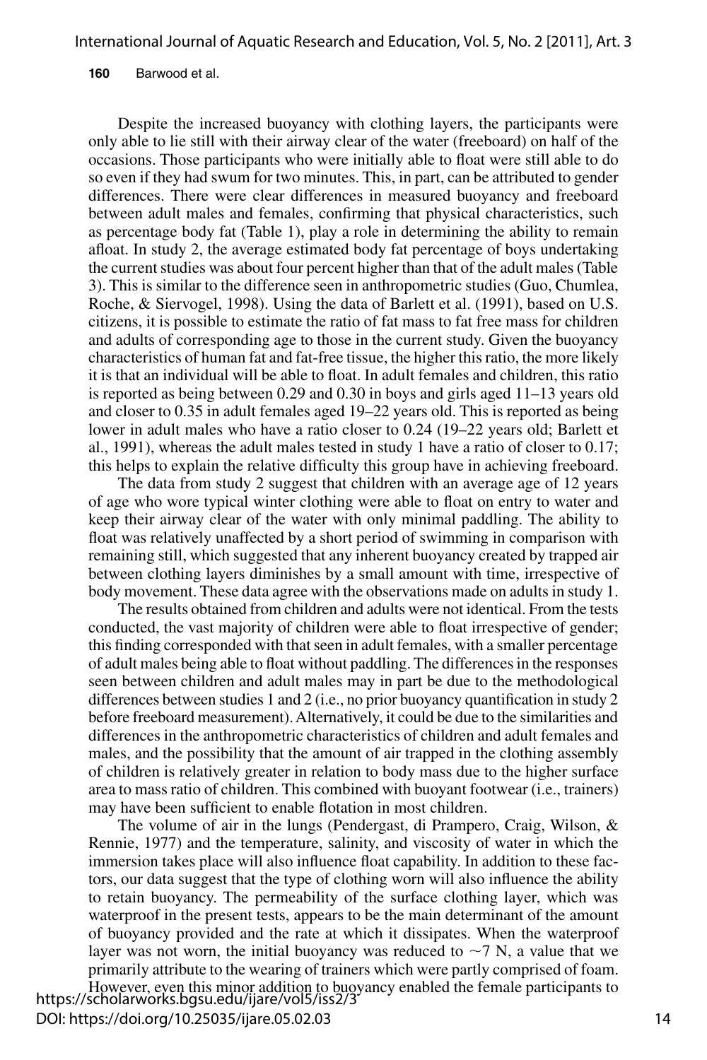Despite the increased buoyancy with clothing layers, the participants were only able to lie still with their airway clear of the water (freeboard) on half of the occasions. Those participants who were initially able to float were still able to do so even if they had swum for two minutes. This, in part, can be attributed to gender differences. There were clear differences in measured buoyancy and freeboard between adult males and females, confirming that physical characteristics, such as percentage body fat (Table 1), play a role in determining the ability to remain afloat. In study 2, the average estimated body fat percentage of boys undertaking the current studies was about four percent higher than that of the adult males (Table 3). This is similar to the difference seen in anthropometric studies (Guo, Chumlea, Roche, & Siervogel, 1998). Using the data of Barlett et al. (1991), based on U.S. citizens, it is possible to estimate the ratio of fat mass to fat free mass for children and adults of corresponding age to those in the current study. Given the buoyancy characteristics of human fat and fat-free tissue, the higher this ratio, the more likely it is that an individual will be able to float. In adult females and children, this ratio is reported as being between 0.29 and 0.30 in boys and girls aged 11–13 years old and closer to 0.35 in adult females aged 19–22 years old. This is reported as being lower in adult males who have a ratio closer to 0.24 (19–22 years old; Barlett et al., 1991), whereas the adult males tested in study 1 have a ratio of closer to 0.17; this helps to explain the relative difficulty this group have in achieving freeboard.

The data from study 2 suggest that children with an average age of 12 years of age who wore typical winter clothing were able to float on entry to water and keep their airway clear of the water with only minimal paddling. The ability to float was relatively unaffected by a short period of swimming in comparison with remaining still, which suggested that any inherent buoyancy created by trapped air between clothing layers diminishes by a small amount with time, irrespective of body movement. These data agree with the observations made on adults in study 1.

The results obtained from children and adults were not identical. From the tests conducted, the vast majority of children were able to float irrespective of gender; this finding corresponded with that seen in adult females, with a smaller percentage of adult males being able to float without paddling. The differences in the responses seen between children and adult males may in part be due to the methodological differences between studies 1 and 2 (i.e., no prior buoyancy quantification in study 2 before freeboard measurement). Alternatively, it could be due to the similarities and differences in the anthropometric characteristics of children and adult females and males, and the possibility that the amount of air trapped in the clothing assembly of children is relatively greater in relation to body mass due to the higher surface area to mass ratio of children. This combined with buoyant footwear (i.e., trainers) may have been sufficient to enable flotation in most children.

The volume of air in the lungs (Pendergast, di Prampero, Craig, Wilson, & Rennie, 1977) and the temperature, salinity, and viscosity of water in which the immersion takes place will also influence float capability. In addition to these factors, our data suggest that the type of clothing worn will also influence the ability to retain buoyancy. The permeability of the surface clothing layer, which was waterproof in the present tests, appears to be the main determinant of the amount of buoyancy provided and the rate at which it dissipates. When the waterproof layer was not worn, the initial buoyancy was reduced to $\sim$7 N, a value that we primarily attribute to the wearing of trainers which were partly comprised of foam. However, even this minor addition to buoyancy enabled the female participants to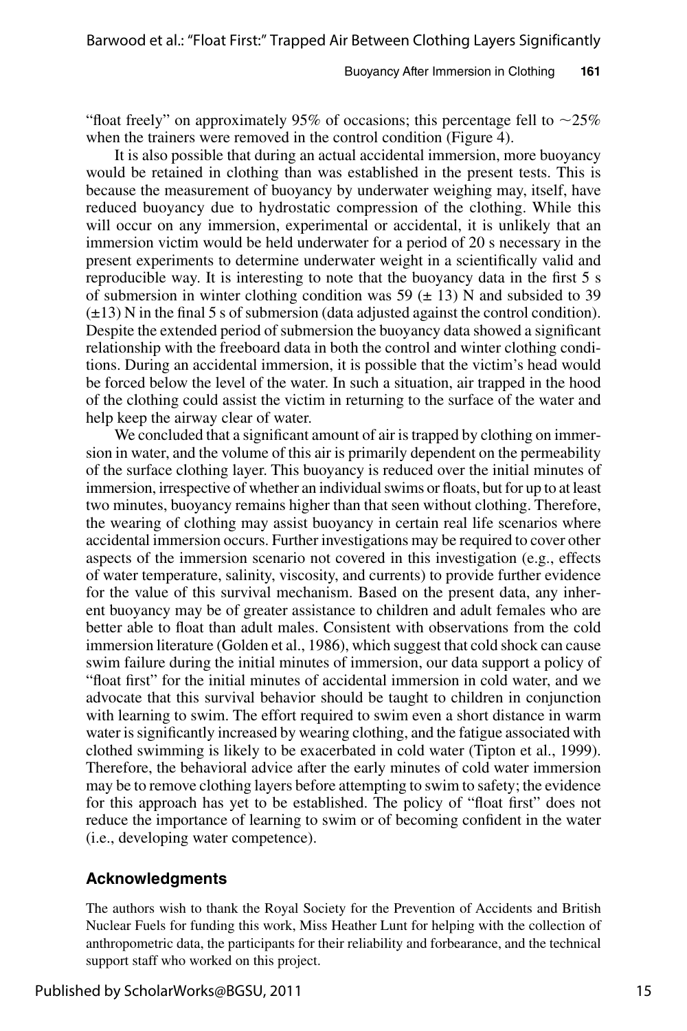"float freely" on approximately 95% of occasions; this percentage fell to $\sim$25% when the trainers were removed in the control condition (Figure 4).

It is also possible that during an actual accidental immersion, more buoyancy would be retained in clothing than was established in the present tests. This is because the measurement of buoyancy by underwater weighing may, itself, have reduced buoyancy due to hydrostatic compression of the clothing. While this will occur on any immersion, experimental or accidental, it is unlikely that an immersion victim would be held underwater for a period of 20 s necessary in the present experiments to determine underwater weight in a scientifically valid and reproducible way. It is interesting to note that the buoyancy data in the first 5 s of submersion in winter clothing condition was 59 ($\pm$ 13) N and subsided to 39 ($\pm$13) N in the final 5 s of submersion (data adjusted against the control condition). Despite the extended period of submersion the buoyancy data showed a significant relationship with the freeboard data in both the control and winter clothing conditions. During an accidental immersion, it is possible that the victim's head would be forced below the level of the water. In such a situation, air trapped in the hood of the clothing could assist the victim in returning to the surface of the water and help keep the airway clear of water.

We concluded that a significant amount of air is trapped by clothing on immersion in water, and the volume of this air is primarily dependent on the permeability of the surface clothing layer. This buoyancy is reduced over the initial minutes of immersion, irrespective of whether an individual swims or floats, but for up to at least two minutes, buoyancy remains higher than that seen without clothing. Therefore, the wearing of clothing may assist buoyancy in certain real life scenarios where accidental immersion occurs. Further investigations may be required to cover other aspects of the immersion scenario not covered in this investigation (e.g., effects of water temperature, salinity, viscosity, and currents) to provide further evidence for the value of this survival mechanism. Based on the present data, any inherent buoyancy may be of greater assistance to children and adult females who are better able to float than adult males. Consistent with observations from the cold immersion literature (Golden et al., 1986), which suggest that cold shock can cause swim failure during the initial minutes of immersion, our data support a policy of "float first" for the initial minutes of accidental immersion in cold water, and we advocate that this survival behavior should be taught to children in conjunction with learning to swim. The effort required to swim even a short distance in warm water is significantly increased by wearing clothing, and the fatigue associated with clothed swimming is likely to be exacerbated in cold water (Tipton et al., 1999). Therefore, the behavioral advice after the early minutes of cold water immersion may be to remove clothing layers before attempting to swim to safety; the evidence for this approach has yet to be established. The policy of "float first" does not reduce the importance of learning to swim or of becoming confident in the water (i.e., developing water competence).

## Acknowledgments

The authors wish to thank the Royal Society for the Prevention of Accidents and British Nuclear Fuels for funding this work, Miss Heather Lunt for helping with the collection of anthropometric data, the participants for their reliability and forbearance, and the technical support staff who worked on this project.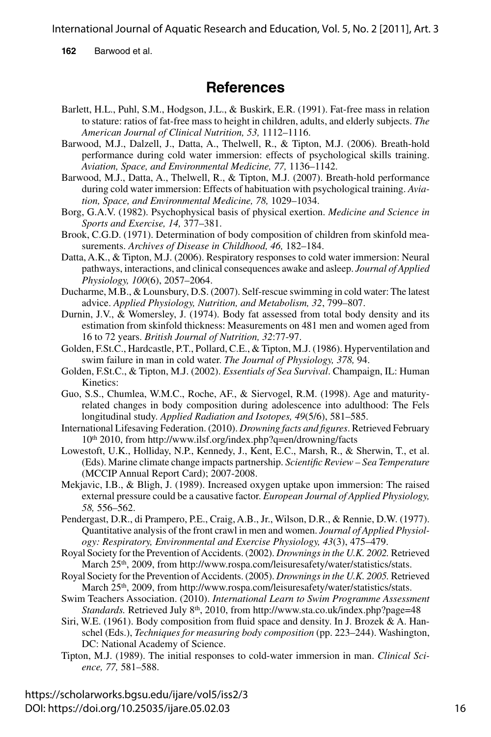## References

Barlett, H.L., Puhl, S.M., Hodgson, J.L., & Buskirk, E.R. (1991). Fat-free mass in relation to stature: ratios of fat-free mass to height in children, adults, and elderly subjects. *The American Journal of Clinical Nutrition, 53,* 1112–1116.

Barwood, M.J., Dalzell, J., Datta, A., Thelwell, R., & Tipton, M.J. (2006). Breath-hold performance during cold water immersion: effects of psychological skills training. *Aviation, Space, and Environmental Medicine, 77,* 1136–1142.

Barwood, M.J., Datta, A., Thelwell, R., & Tipton, M.J. (2007). Breath-hold performance during cold water immersion: Effects of habituation with psychological training. *Aviation, Space, and Environmental Medicine, 78,* 1029–1034.

Borg, G.A.V. (1982). Psychophysical basis of physical exertion. *Medicine and Science in Sports and Exercise, 14,* 377–381.

Brook, C.G.D. (1971). Determination of body composition of children from skinfold measurements. *Archives of Disease in Childhood, 46,* 182–184.

Datta, A.K., & Tipton, M.J. (2006). Respiratory responses to cold water immersion: Neural pathways, interactions, and clinical consequences awake and asleep. *Journal of Applied Physiology, 100*(6), 2057–2064.

Ducharme, M.B., & Lounsbury, D.S. (2007). Self-rescue swimming in cold water: The latest advice. *Applied Physiology, Nutrition, and Metabolism, 32*, 799–807.

Durnin, J.V., & Womersley, J. (1974). Body fat assessed from total body density and its estimation from skinfold thickness: Measurements on 481 men and women aged from 16 to 72 years. *British Journal of Nutrition, 32*:77-97.

Golden, F.St.C., Hardcastle, P.T., Pollard, C.E., & Tipton, M.J. (1986). Hyperventilation and swim failure in man in cold water. *The Journal of Physiology, 378,* 94.

Golden, F.St.C., & Tipton, M.J. (2002). *Essentials of Sea Survival*. Champaign, IL: Human Kinetics:

Guo, S.S., Chumlea, W.M.C., Roche, AF., & Siervogel, R.M. (1998). Age and maturity-related changes in body composition during adolescence into adulthood: The Fels longitudinal study. *Applied Radiation and Isotopes, 49*(5/6), 581–585.

International Lifesaving Federation. (2010). *Drowning facts and figures*. Retrieved February 10th 2010, from http://www.ilsf.org/index.php?q=en/drowning/facts

Lowestoft, U.K., Holliday, N.P., Kennedy, J., Kent, E.C., Marsh, R., & Sherwin, T., et al. (Eds). Marine climate change impacts partnership. *Scientific Review – Sea Temperature* (MCCIP Annual Report Card); 2007-2008.

Mekjavic, I.B., & Bligh, J. (1989). Increased oxygen uptake upon immersion: The raised external pressure could be a causative factor. *European Journal of Applied Physiology, 58,* 556–562.

Pendergast, D.R., di Prampero, P.E., Craig, A.B., Jr., Wilson, D.R., & Rennie, D.W. (1977). Quantitative analysis of the front crawl in men and women. *Journal of Applied Physiology: Respiratory, Environmental and Exercise Physiology, 43*(3), 475–479.

Royal Society for the Prevention of Accidents. (2002). *Drownings in the U.K. 2002.* Retrieved March 25th, 2009, from http://www.rospa.com/leisuresafety/water/statistics/stats.

Royal Society for the Prevention of Accidents. (2005). *Drownings in the U.K. 2005.* Retrieved March 25th, 2009, from http://www.rospa.com/leisuresafety/water/statistics/stats.

Swim Teachers Association. (2010). *International Learn to Swim Programme Assessment Standards.* Retrieved July 8th, 2010, from http://www.sta.co.uk/index.php?page=48

Siri, W.E. (1961). Body composition from fluid space and density. In J. Brozek & A. Hanschel (Eds.), *Techniques for measuring body composition* (pp. 223–244). Washington, DC: National Academy of Science.

Tipton, M.J. (1989). The initial responses to cold-water immersion in man. *Clinical Science, 77,* 581–588.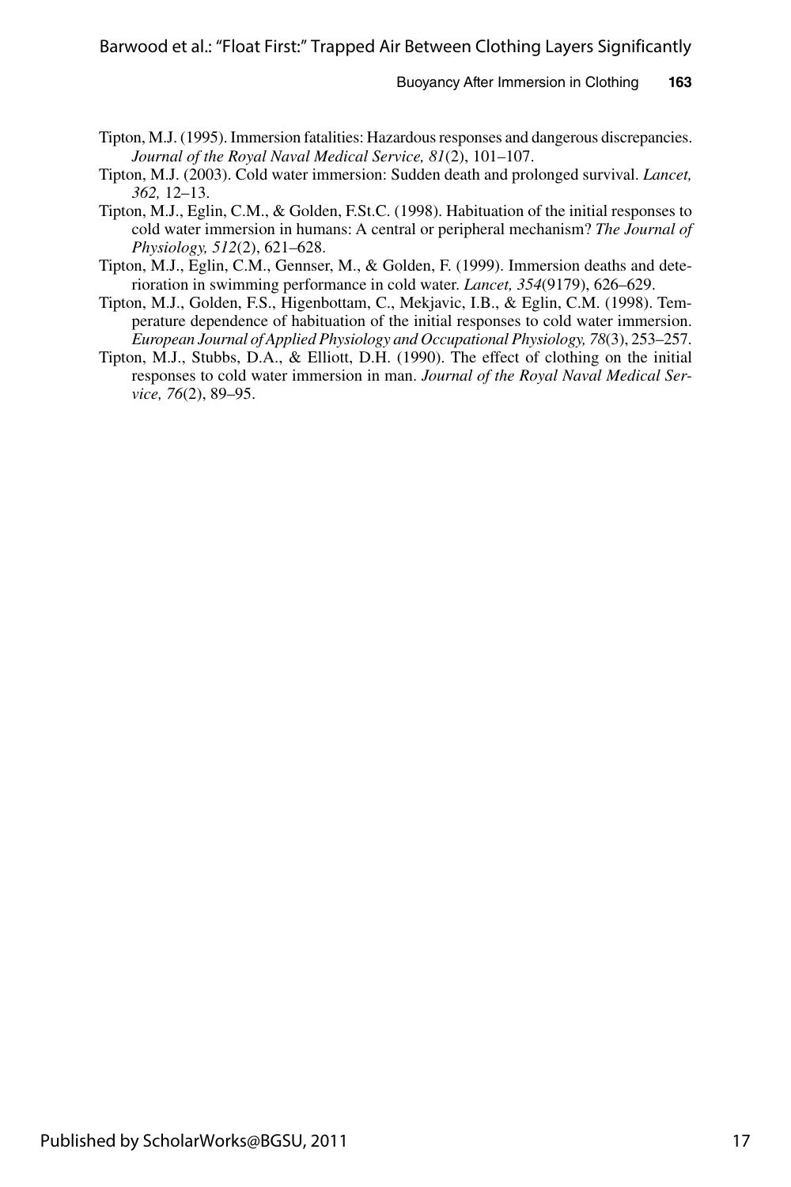Tipton, M.J. (1995). Immersion fatalities: Hazardous responses and dangerous discrepancies. *Journal of the Royal Naval Medical Service, 81*(2), 101–107.

Tipton, M.J. (2003). Cold water immersion: Sudden death and prolonged survival. *Lancet, 362,* 12–13.

Tipton, M.J., Eglin, C.M., & Golden, F.St.C. (1998). Habituation of the initial responses to cold water immersion in humans: A central or peripheral mechanism? *The Journal of Physiology, 512*(2), 621–628.

Tipton, M.J., Eglin, C.M., Gennser, M., & Golden, F. (1999). Immersion deaths and deterioration in swimming performance in cold water. *Lancet, 354*(9179), 626–629.

Tipton, M.J., Golden, F.S., Higenbottam, C., Mekjavic, I.B., & Eglin, C.M. (1998). Temperature dependence of habituation of the initial responses to cold water immersion. *European Journal of Applied Physiology and Occupational Physiology, 78*(3), 253–257.

Tipton, M.J., Stubbs, D.A., & Elliott, D.H. (1990). The effect of clothing on the initial responses to cold water immersion in man. *Journal of the Royal Naval Medical Service, 76*(2), 89–95.